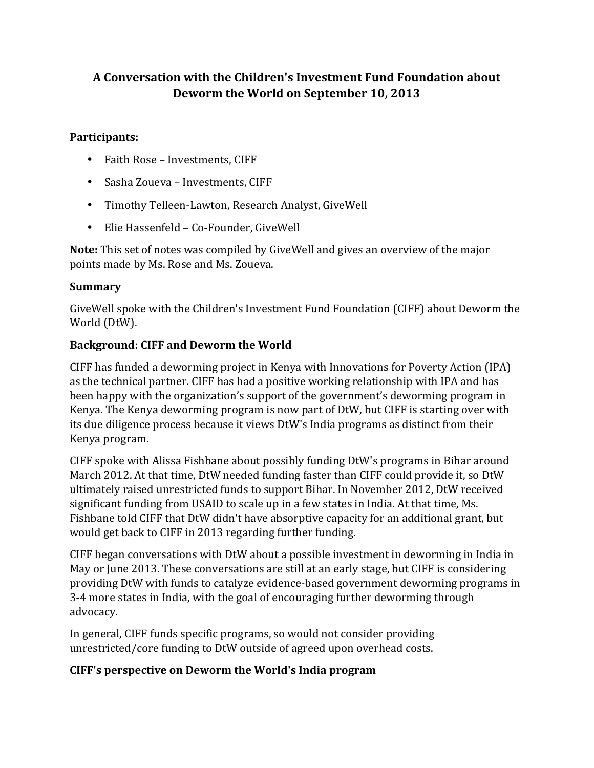# A Conversation with the Children's Investment Fund Foundation about Deworm the World on September 10, 2013

**Participants:**

- Faith Rose – Investments, CIFF
- Sasha Zoueva – Investments, CIFF
- Timothy Telleen-Lawton, Research Analyst, GiveWell
- Elie Hassenfeld – Co-Founder, GiveWell

**Note:** This set of notes was compiled by GiveWell and gives an overview of the major points made by Ms. Rose and Ms. Zoueva.

**Summary**

GiveWell spoke with the Children's Investment Fund Foundation (CIFF) about Deworm the World (DtW).

**Background: CIFF and Deworm the World**

CIFF has funded a deworming project in Kenya with Innovations for Poverty Action (IPA) as the technical partner. CIFF has had a positive working relationship with IPA and has been happy with the organization's support of the government's deworming program in Kenya. The Kenya deworming program is now part of DtW, but CIFF is starting over with its due diligence process because it views DtW's India programs as distinct from their Kenya program.

CIFF spoke with Alissa Fishbane about possibly funding DtW's programs in Bihar around March 2012. At that time, DtW needed funding faster than CIFF could provide it, so DtW ultimately raised unrestricted funds to support Bihar. In November 2012, DtW received significant funding from USAID to scale up in a few states in India. At that time, Ms. Fishbane told CIFF that DtW didn't have absorptive capacity for an additional grant, but would get back to CIFF in 2013 regarding further funding.

CIFF began conversations with DtW about a possible investment in deworming in India in May or June 2013. These conversations are still at an early stage, but CIFF is considering providing DtW with funds to catalyze evidence-based government deworming programs in 3-4 more states in India, with the goal of encouraging further deworming through advocacy.

In general, CIFF funds specific programs, so would not consider providing unrestricted/core funding to DtW outside of agreed upon overhead costs.

**CIFF's perspective on Deworm the World's India program**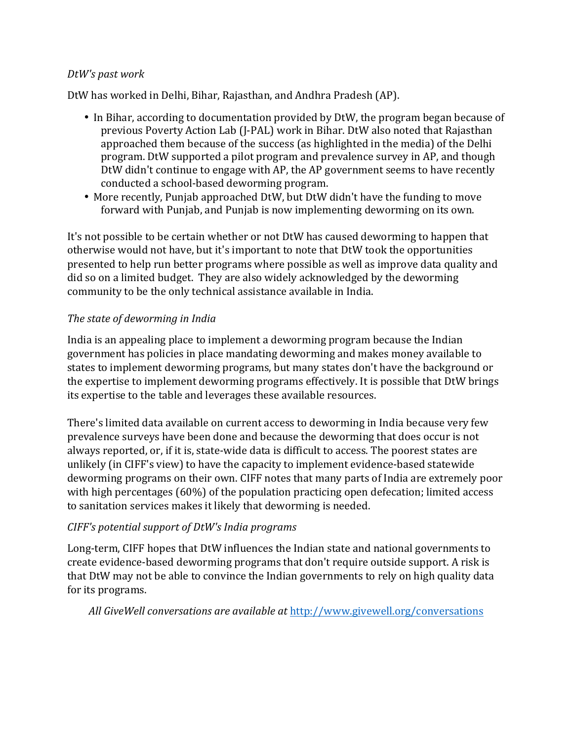*DtW's past work*

DtW has worked in Delhi, Bihar, Rajasthan, and Andhra Pradesh (AP).

- In Bihar, according to documentation provided by DtW, the program began because of previous Poverty Action Lab (J-PAL) work in Bihar. DtW also noted that Rajasthan approached them because of the success (as highlighted in the media) of the Delhi program. DtW supported a pilot program and prevalence survey in AP, and though DtW didn't continue to engage with AP, the AP government seems to have recently conducted a school-based deworming program.
- More recently, Punjab approached DtW, but DtW didn't have the funding to move forward with Punjab, and Punjab is now implementing deworming on its own.

It's not possible to be certain whether or not DtW has caused deworming to happen that otherwise would not have, but it's important to note that DtW took the opportunities presented to help run better programs where possible as well as improve data quality and did so on a limited budget. They are also widely acknowledged by the deworming community to be the only technical assistance available in India.

*The state of deworming in India*

India is an appealing place to implement a deworming program because the Indian government has policies in place mandating deworming and makes money available to states to implement deworming programs, but many states don't have the background or the expertise to implement deworming programs effectively. It is possible that DtW brings its expertise to the table and leverages these available resources.

There's limited data available on current access to deworming in India because very few prevalence surveys have been done and because the deworming that does occur is not always reported, or, if it is, state-wide data is difficult to access. The poorest states are unlikely (in CIFF's view) to have the capacity to implement evidence-based statewide deworming programs on their own. CIFF notes that many parts of India are extremely poor with high percentages (60%) of the population practicing open defecation; limited access to sanitation services makes it likely that deworming is needed.

*CIFF's potential support of DtW's India programs*

Long-term, CIFF hopes that DtW influences the Indian state and national governments to create evidence-based deworming programs that don't require outside support. A risk is that DtW may not be able to convince the Indian governments to rely on high quality data for its programs.

*All GiveWell conversations are available at* http://www.givewell.org/conversations